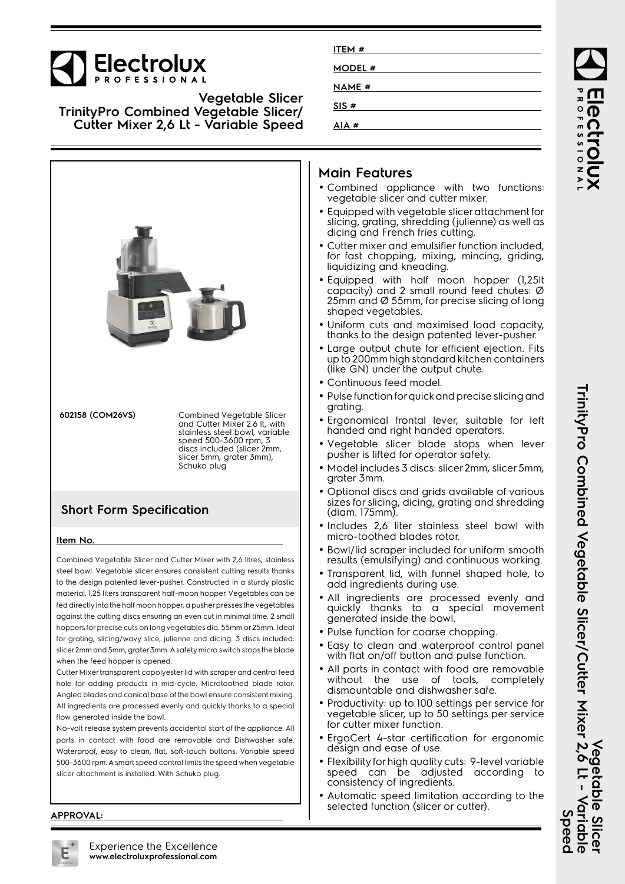# Vegetable Slicer
## TrinityPro Combined Vegetable Slicer/ Cutter Mixer 2,6 Lt - Variable Speed

ITEM #

MODEL #

NAME #

SIS #

AIA #

**602158 (COM26VS)** Combined Vegetable Slicer and Cutter Mixer 2.6 lt, with stainless steel bowl, variable speed 500-3600 rpm, 3 discs included (slicer 2mm, slicer 5mm, grater 3mm), Schuko plug

## Short Form Specification

**Item No.**

Combined Vegetable Slicer and Cutter Mixer with 2,6 litres, stainless steel bowl. Vegetable slicer ensures consistent cutting results thanks to the design patented lever-pusher. Constructed in a sturdy plastic material. 1,25 liters transparent half-moon hopper. Vegetables can be fed directly into the half moon hopper, a pusher presses the vegetables against the cutting discs ensuring an even cut in minimal time. 2 small hoppers for precise cuts on long vegetables dia. 55mm or 25mm. Ideal for grating, slicing/wavy slice, julienne and dicing. 3 discs included: slicer 2mm and 5mm, grater 3mm. A safety micro switch stops the blade when the feed hopper is opened.

Cutter Mixer transparent copolyester lid with scraper and central feed hole for adding products in mid-cycle. Microtoothed blade rotor. Angled blades and conical base of the bowl ensure consistent mixing. All ingredients are processed evenly and quickly thanks to a special flow generated inside the bowl.

No-volt release system prevents accidental start of the appliance. All parts in contact with food are removable and Dishwasher safe. Waterproof, easy to clean, flat, soft-touch buttons. Variable speed 500-3600 rpm. A smart speed control limits the speed when vegetable slicer attachment is installed. With Schuko plug.

**APPROVAL:**

## Main Features

- Combined appliance with two functions: vegetable slicer and cutter mixer.
- Equipped with vegetable slicer attachment for slicing, grating, shredding (julienne) as well as dicing and French fries cutting.
- Cutter mixer and emulsifier function included, for fast chopping, mixing, mincing, griding, liquidizing and kneading.
- Equipped with half moon hopper (1,25lt capacity) and 2 small round feed chutes: Ø 25mm and Ø 55mm, for precise slicing of long shaped vegetables.
- Uniform cuts and maximised load capacity, thanks to the design patented lever-pusher.
- Large output chute for efficient ejection. Fits up to 200mm high standard kitchen containers (like GN) under the output chute.
- Continuous feed model.
- Pulse function for quick and precise slicing and grating.
- Ergonomical frontal lever, suitable for left handed and right handed operators.
- Vegetable slicer blade stops when lever pusher is lifted for operator safety.
- Model includes 3 discs: slicer 2mm, slicer 5mm, grater 3mm.
- Optional discs and grids available of various sizes for slicing, dicing, grating and shredding (diam. 175mm).
- Includes 2,6 liter stainless steel bowl with micro-toothed blades rotor.
- Bowl/lid scraper included for uniform smooth results (emulsifying) and continuous working.
- Transparent lid, with funnel shaped hole, to add ingredients during use.
- All ingredients are processed evenly and quickly thanks to a special movement generated inside the bowl.
- Pulse function for coarse chopping.
- Easy to clean and waterproof control panel with flat on/off button and pulse function.
- All parts in contact with food are removable without the use of tools, completely dismountable and dishwasher safe.
- Productivity: up to 100 settings per service for vegetable slicer, up to 50 settings per service for cutter mixer function.
- ErgoCert 4-star certification for ergonomic design and ease of use.
- Flexibility for high quality cuts: 9-level variable speed can be adjusted according to consistency of ingredients.
- Automatic speed limitation according to the selected function (slicer or cutter).

Experience the Excellence
**www.electroluxprofessional.com**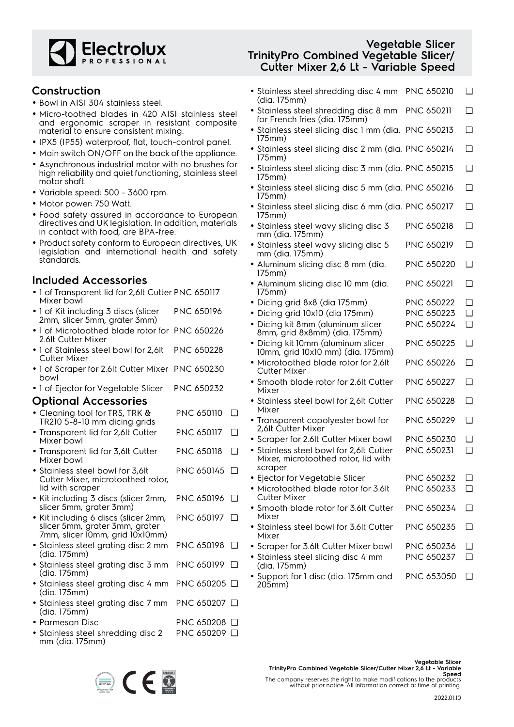## Construction

- Bowl in AISI 304 stainless steel.
- Micro-toothed blades in 420 AISI stainless steel and ergonomic scraper in resistant composite material to ensure consistent mixing.
- IPX5 (IP55) waterproof, flat, touch-control panel.
- Main switch ON/OFF on the back of the appliance.
- Asynchronous industrial motor with no brushes for high reliability and quiet functioning, stainless steel motor shaft.
- Variable speed: 500 - 3600 rpm.
- Motor power: 750 Watt.
- Food safety assured in accordance to European directives and UK legislation. In addition, materials in contact with food, are BPA-free.
- Product safety conform to European directives, UK legislation and international health and safety standards.

## Included Accessories

- 1 of Transparent lid for 2,6lt Cutter Mixer bowl PNC 650117
- 1 of Kit including 3 discs (slicer 2mm, slicer 5mm, grater 3mm) PNC 650196
- 1 of Microtoothed blade rotor for 2.6lt Cutter Mixer PNC 650226
- 1 of Stainless steel bowl for 2,6lt Cutter Mixer PNC 650228
- 1 of Scraper for 2.6lt Cutter Mixer bowl PNC 650230
- 1 of Ejector for Vegetable Slicer PNC 650232

## Optional Accessories

- Cleaning tool for TRS, TRK & TR210 5-8-10 mm dicing grids PNC 650110 ❑
- Transparent lid for 2,6lt Cutter Mixer bowl PNC 650117 ❑
- Transparent lid for 3,6lt Cutter Mixer bowl PNC 650118 ❑
- Stainless steel bowl for 3,6lt Cutter Mixer, microtoothed rotor, lid with scraper PNC 650145 ❑
- Kit including 3 discs (slicer 2mm, slicer 5mm, grater 3mm) PNC 650196 ❑
- Kit including 6 discs (slicer 2mm, slicer 5mm, grater 3mm, grater 7mm, slicer 10mm, grid 10x10mm) PNC 650197 ❑
- Stainless steel grating disc 2 mm (dia. 175mm) PNC 650198 ❑
- Stainless steel grating disc 3 mm (dia. 175mm) PNC 650199 ❑
- Stainless steel grating disc 4 mm (dia. 175mm) PNC 650205 ❑
- Stainless steel grating disc 7 mm (dia. 175mm) PNC 650207 ❑
- Parmesan Disc PNC 650208 ❑
- Stainless steel shredding disc 2 mm (dia. 175mm) PNC 650209 ❑
- Stainless steel shredding disc 4 mm (dia. 175mm) PNC 650210 ❑
- Stainless steel shredding disc 8 mm for French fries (dia. 175mm) PNC 650211 ❑
- Stainless steel slicing disc 1 mm (dia. 175mm) PNC 650213 ❑
- Stainless steel slicing disc 2 mm (dia. 175mm) PNC 650214 ❑
- Stainless steel slicing disc 3 mm (dia. 175mm) PNC 650215 ❑
- Stainless steel slicing disc 5 mm (dia. 175mm) PNC 650216 ❑
- Stainless steel slicing disc 6 mm (dia. 175mm) PNC 650217 ❑
- Stainless steel wavy slicing disc 3 mm (dia. 175mm) PNC 650218 ❑
- Stainless steel wavy slicing disc 5 mm (dia. 175mm) PNC 650219 ❑
- Aluminum slicing disc 8 mm (dia. 175mm) PNC 650220 ❑
- Aluminum slicing disc 10 mm (dia. 175mm) PNC 650221 ❑
- Dicing grid 8x8 (dia 175mm) PNC 650222 ❑
- Dicing grid 10x10 (dia 175mm) PNC 650223 ❑
- Dicing kit 8mm (aluminum slicer 8mm, grid 8x8mm) (dia. 175mm) PNC 650224 ❑
- Dicing kit 10mm (aluminum slicer 10mm, grid 10x10 mm) (dia. 175mm) PNC 650225 ❑
- Microtoothed blade rotor for 2.6lt Cutter Mixer PNC 650226 ❑
- Smooth blade rotor for 2.6lt Cutter Mixer PNC 650227 ❑
- Stainless steel bowl for 2,6lt Cutter Mixer PNC 650228 ❑
- Transparent copolyester bowl for 2,6lt Cutter Mixer PNC 650229 ❑
- Scraper for 2.6lt Cutter Mixer bowl PNC 650230 ❑
- Stainless steel bowl for 2,6lt Cutter Mixer, microtoothed rotor, lid with scraper PNC 650231 ❑
- Ejector for Vegetable Slicer PNC 650232 ❑
- Microtoothed blade rotor for 3.6lt Cutter Mixer PNC 650233 ❑
- Smooth blade rotor for 3.6lt Cutter Mixer PNC 650234 ❑
- Stainless steel bowl for 3.6lt Cutter Mixer PNC 650235 ❑
- Scraper for 3.6lt Cutter Mixer bowl PNC 650236 ❑
- Stainless steel slicing disc 4 mm (dia. 175mm) PNC 650237 ❑
- Support for 1 disc (dia. 175mm and 205mm) PNC 653050 ❑

The company reserves the right to make modifications to the products without prior notice. All information correct at time of printing.

2022.01.10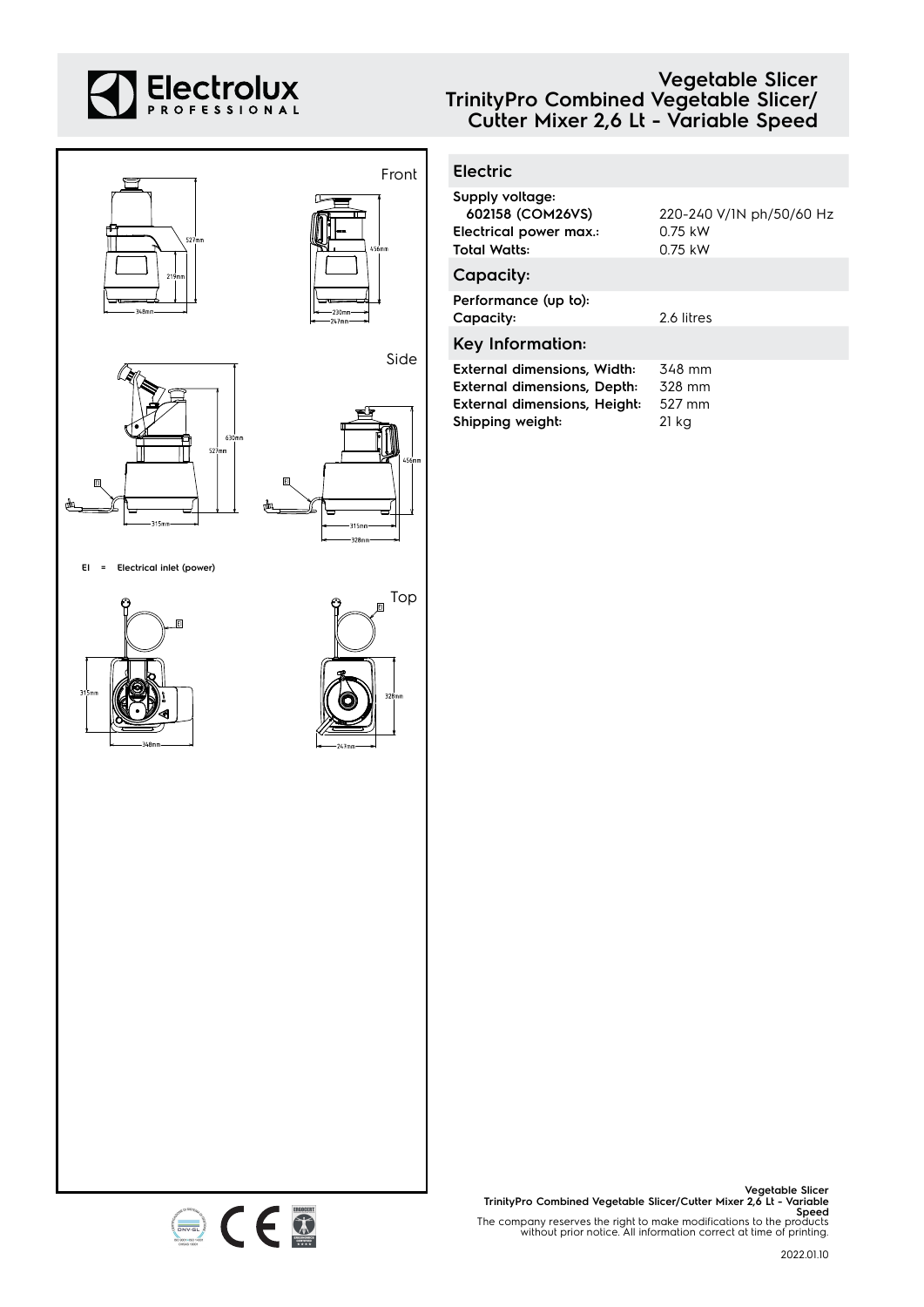# Vegetable Slicer
## TrinityPro Combined Vegetable Slicer/ Cutter Mixer 2,6 Lt - Variable Speed

Front

527mm
219mm
348mm
456mm
230mm
247mm

Side

630mm
527mm
315mm
456mm
315mm
328mm

EI = Electrical inlet (power)

Top

315mm
348mm
328mm
247mm

### Electric

| | |
|---|---|
| **Supply voltage:** | |
| **602158 (COM26VS)** | 220-240 V/1N ph/50/60 Hz |
| **Electrical power max.:** | 0.75 kW |
| **Total Watts:** | 0.75 kW |

### Capacity:

| | |
|---|---|
| **Performance (up to):** | |
| **Capacity:** | 2.6 litres |

### Key Information:

| | |
|---|---|
| **External dimensions, Width:** | 348 mm |
| **External dimensions, Depth:** | 328 mm |
| **External dimensions, Height:** | 527 mm |
| **Shipping weight:** | 21 kg |

**Vegetable Slicer**
**TrinityPro Combined Vegetable Slicer/Cutter Mixer 2,6 Lt - Variable Speed**
The company reserves the right to make modifications to the products without prior notice. All information correct at time of printing.

2022.01.10